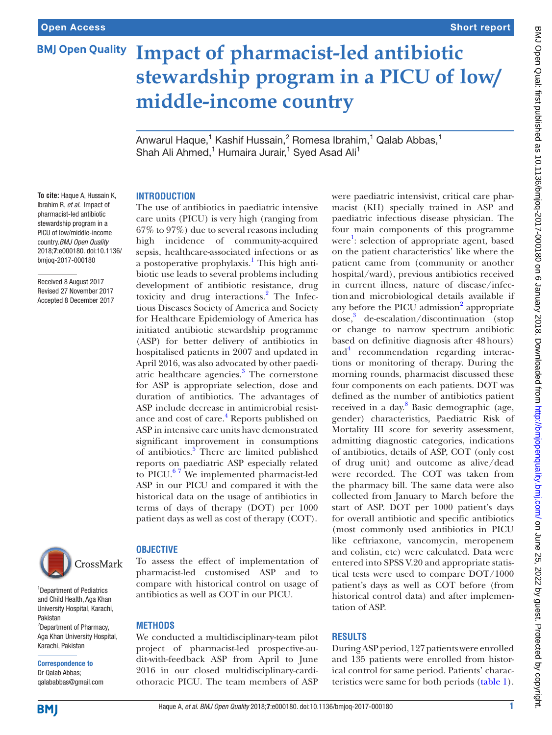# Impact of pharmacist-led antibiotic stewardship program in a PICU of low/middle-income country

Anwarul Haque,[1] Kashif Hussain,[2] Romesa Ibrahim,[1] Qalab Abbas,[1] Shah Ali Ahmed,[1] Humaira Jurair,[1] Syed Asad Ali[1]

**To cite:** Haque A, Hussain K, Ibrahim R, *et al*. Impact of pharmacist-led antibiotic stewardship program in a PICU of low/middle-income country. *BMJ Open Quality* 2018;**7**:e000180. doi:10.1136/bmjoq-2017-000180

Received 8 August 2017
Revised 27 November 2017
Accepted 8 December 2017

[1]Department of Pediatrics and Child Health, Aga Khan University Hospital, Karachi, Pakistan
[2]Department of Pharmacy, Aga Khan University Hospital, Karachi, Pakistan

**Correspondence to**
Dr Qalab Abbas;
qalababbas@gmail.com

## INTRODUCTION

The use of antibiotics in paediatric intensive care units (PICU) is very high (ranging from 67% to 97%) due to several reasons including high incidence of community-acquired sepsis, healthcare-associated infections or as a postoperative prophylaxis.[1] This high antibiotic use leads to several problems including development of antibiotic resistance, drug toxicity and drug interactions.[2] The Infectious Diseases Society of America and Society for Healthcare Epidemiology of America has initiated antibiotic stewardship programme (ASP) for better delivery of antibiotics in hospitalised patients in 2007 and updated in April 2016, was also advocated by other paediatric healthcare agencies.[3] The cornerstone for ASP is appropriate selection, dose and duration of antibiotics. The advantages of ASP include decrease in antimicrobial resistance and cost of care.[4] Reports published on ASP in intensive care units have demonstrated significant improvement in consumptions of antibiotics.[5] There are limited published reports on paediatric ASP especially related to PICU.[6,7] We implemented pharmacist-led ASP in our PICU and compared it with the historical data on the usage of antibiotics in terms of days of therapy (DOT) per 1000 patient days as well as cost of therapy (COT).

## OBJECTIVE

To assess the effect of implementation of pharmacist-led customised ASP and to compare with historical control on usage of antibiotics as well as COT in our PICU.

## METHODS

We conducted a multidisciplinary-team pilot project of pharmacist-led prospective-audit-with-feedback ASP from April to June 2016 in our closed multidisciplinary-cardiothoracic PICU. The team members of ASP were paediatric intensivist, critical care pharmacist (KH) specially trained in ASP and paediatric infectious disease physician. The four main components of this programme were[1]: selection of appropriate agent, based on the patient characteristics' like where the patient came from (community or another hospital/ward), previous antibiotics received in current illness, nature of disease/infection and microbiological details available if any before the PICU admission[2] appropriate dose,[3] de-escalation/discontinuation (stop or change to narrow spectrum antibiotic based on definitive diagnosis after 48 hours) and[4] recommendation regarding interactions or monitoring of therapy. During the morning rounds, pharmacist discussed these four components on each patients. DOT was defined as the number of antibiotics patient received in a day.[8] Basic demographic (age, gender) characteristics, Paediatric Risk of Mortality III score for severity assessment, admitting diagnostic categories, indications of antibiotics, details of ASP, COT (only cost of drug unit) and outcome as alive/dead were recorded. The COT was taken from the pharmacy bill. The same data were also collected from January to March before the start of ASP. DOT per 1000 patient's days for overall antibiotic and specific antibiotics (most commonly used antibiotics in PICU like ceftriaxone, vancomycin, meropenem and colistin, etc) were calculated. Data were entered into SPSS V.20 and appropriate statistical tests were used to compare DOT/1000 patient's days as well as COT before (from historical control data) and after implementation of ASP.

## RESULTS

During ASP period, 127 patients were enrolled and 135 patients were enrolled from historical control for same period. Patients' characteristics were same for both periods (table 1).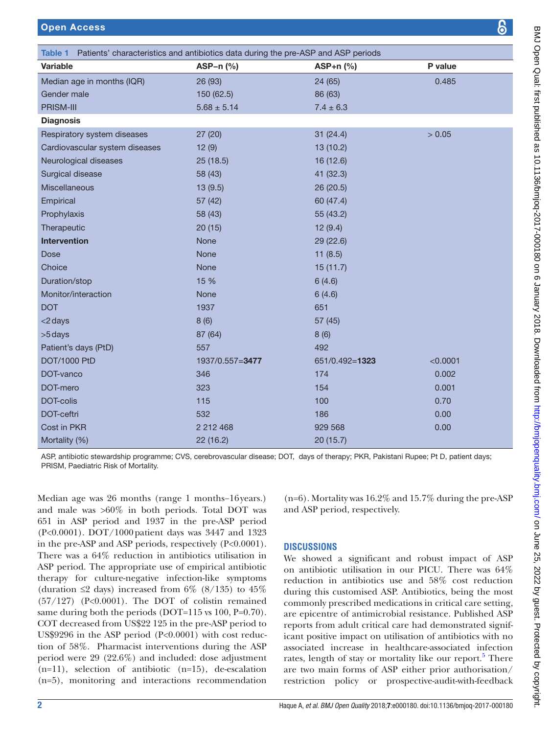**Table 1** Patients' characteristics and antibiotics data during the pre-ASP and ASP periods

| Variable | ASP−n (%) | ASP+n (%) | P value |
|---|---|---|---|
| Median age in months (IQR) | 26 (93) | 24 (65) | 0.485 |
| Gender male | 150 (62.5) | 86 (63) | |
| PRISM-III | 5.68 ± 5.14 | 7.4 ± 6.3 | |
| **Diagnosis** | | | |
| Respiratory system diseases | 27 (20) | 31 (24.4) | > 0.05 |
| Cardiovascular system diseases | 12 (9) | 13 (10.2) | |
| Neurological diseases | 25 (18.5) | 16 (12.6) | |
| Surgical disease | 58 (43) | 41 (32.3) | |
| Miscellaneous | 13 (9.5) | 26 (20.5) | |
| Empirical | 57 (42) | 60 (47.4) | |
| Prophylaxis | 58 (43) | 55 (43.2) | |
| Therapeutic | 20 (15) | 12 (9.4) | |
| **Intervention** | None | 29 (22.6) | |
| Dose | None | 11 (8.5) | |
| Choice | None | 15 (11.7) | |
| Duration/stop | 15 % | 6 (4.6) | |
| Monitor/interaction | None | 6 (4.6) | |
| DOT | 1937 | 651 | |
| <2 days | 8 (6) | 57 (45) | |
| >5 days | 87 (64) | 8 (6) | |
| Patient's days (PtD) | 557 | 492 | |
| DOT/1000 PtD | 1937/0.557=**3477** | 651/0.492=**1323** | <0.0001 |
| DOT-vanco | 346 | 174 | 0.002 |
| DOT-mero | 323 | 154 | 0.001 |
| DOT-colis | 115 | 100 | 0.70 |
| DOT-ceftri | 532 | 186 | 0.00 |
| Cost in PKR | 2 212 468 | 929 568 | 0.00 |
| Mortality (%) | 22 (16.2) | 20 (15.7) | |

ASP, antibiotic stewardship programme; CVS, cerebrovascular disease; DOT, days of therapy; PKR, Pakistani Rupee; Pt D, patient days; PRISM, Paediatric Risk of Mortality.

Median age was 26 months (range 1 months–16 years.) and male was >60% in both periods. Total DOT was 651 in ASP period and 1937 in the pre-ASP period (P<0.0001). DOT/1000 patient days was 3447 and 1323 in the pre-ASP and ASP periods, respectively (P<0.0001). There was a 64% reduction in antibiotics utilisation in ASP period. The appropriate use of empirical antibiotic therapy for culture-negative infection-like symptoms (duration ≤2 days) increased from 6% (8/135) to 45% (57/127) (P<0.0001). The DOT of colistin remained same during both the periods (DOT=115 vs 100, P=0.70). COT decreased from US$22 125 in the pre-ASP period to US$9296 in the ASP period (P<0.0001) with cost reduction of 58%. Pharmacist interventions during the ASP period were 29 (22.6%) and included: dose adjustment (n=11), selection of antibiotic (n=15), de-escalation (n=5), monitoring and interactions recommendation (n=6). Mortality was 16.2% and 15.7% during the pre-ASP and ASP period, respectively.

## DISCUSSIONS

We showed a significant and robust impact of ASP on antibiotic utilisation in our PICU. There was 64% reduction in antibiotics use and 58% cost reduction during this customised ASP. Antibiotics, being the most commonly prescribed medications in critical care setting, are epicentre of antimicrobial resistance. Published ASP reports from adult critical care had demonstrated significant positive impact on utilisation of antibiotics with no associated increase in healthcare-associated infection rates, length of stay or mortality like our report.[5] There are two main forms of ASP either prior authorisation/restriction policy or prospective-audit-with-feedback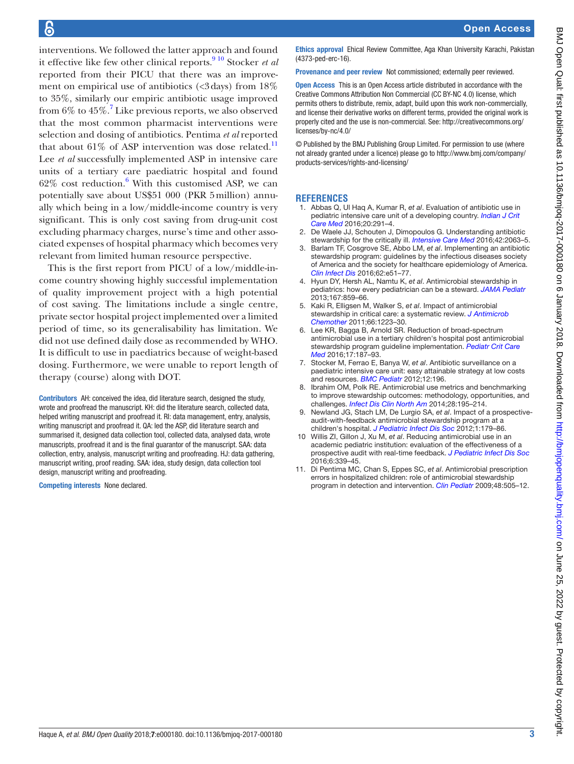interventions. We followed the latter approach and found it effective like few other clinical reports.[9,10] Stocker *et al* reported from their PICU that there was an improvement on empirical use of antibiotics (<3 days) from 18% to 35%, similarly our empiric antibiotic usage improved from 6% to 45%.[7] Like previous reports, we also observed that the most common pharmacist interventions were selection and dosing of antibiotics. Pentima *et al* reported that about 61% of ASP intervention was dose related.[11] Lee *et al* successfully implemented ASP in intensive care units of a tertiary care paediatric hospital and found 62% cost reduction.[6] With this customised ASP, we can potentially save about US$51 000 (PKR 5 million) annually which being in a low/middle-income country is very significant. This is only cost saving from drug-unit cost excluding pharmacy charges, nurse's time and other associated expenses of hospital pharmacy which becomes very relevant from limited human resource perspective.

This is the first report from PICU of a low/middle-income country showing highly successful implementation of quality improvement project with a high potential of cost saving. The limitations include a single centre, private sector hospital project implemented over a limited period of time, so its generalisability has limitation. We did not use defined daily dose as recommended by WHO. It is difficult to use in paediatrics because of weight-based dosing. Furthermore, we were unable to report length of therapy (course) along with DOT.

**Contributors** AH: conceived the idea, did literature search, designed the study, wrote and proofread the manuscript. KH: did the literature search, collected data, helped writing manuscript and proofread it. RI: data management, entry, analysis, writing manuscript and proofread it. QA: led the ASP, did literature search and summarised it, designed data collection tool, collected data, analysed data, wrote manuscripts, proofread it and is the final guarantor of the manuscript. SAA: data collection, entry, analysis, manuscript writing and proofreading. HJ: data gathering, manuscript writing, proof reading. SAA: idea, study design, data collection tool design, manuscript writing and proofreading.

**Competing interests** None declared.

**Ethics approval** Ehical Review Committee, Aga Khan University Karachi, Pakistan (4373-ped-erc-16).

**Provenance and peer review** Not commissioned; externally peer reviewed.

**Open Access** This is an Open Access article distributed in accordance with the Creative Commons Attribution Non Commercial (CC BY-NC 4.0) license, which permits others to distribute, remix, adapt, build upon this work non-commercially, and license their derivative works on different terms, provided the original work is properly cited and the use is non-commercial. See: http://creativecommons.org/licenses/by-nc/4.0/

© Published by the BMJ Publishing Group Limited. For permission to use (where not already granted under a licence) please go to http://www.bmj.com/company/products-services/rights-and-licensing/

## REFERENCES

1. Abbas Q, Ul Haq A, Kumar R, *et al*. Evaluation of antibiotic use in pediatric intensive care unit of a developing country. *Indian J Crit Care Med* 2016;20:291–4.
2. De Waele JJ, Schouten J, Dimopoulos G. Understanding antibiotic stewardship for the critically ill. *Intensive Care Med* 2016;42:2063–5.
3. Barlam TF, Cosgrove SE, Abbo LM, *et al*. Implementing an antibiotic stewardship program: guidelines by the infectious diseases society of America and the society for healthcare epidemiology of America. *Clin Infect Dis* 2016;62:e51–77.
4. Hyun DY, Hersh AL, Namtu K, *et al*. Antimicrobial stewardship in pediatrics: how every pediatrician can be a steward. *JAMA Pediatr* 2013;167:859–66.
5. Kaki R, Elligsen M, Walker S, *et al*. Impact of antimicrobial stewardship in critical care: a systematic review. *J Antimicrob Chemother* 2011;66:1223–30.
6. Lee KR, Bagga B, Arnold SR. Reduction of broad-spectrum antimicrobial use in a tertiary children's hospital post antimicrobial stewardship program guideline implementation. *Pediatr Crit Care Med* 2016;17:187–93.
7. Stocker M, Ferrao E, Banya W, *et al*. Antibiotic surveillance on a paediatric intensive care unit: easy attainable strategy at low costs and resources. *BMC Pediatr* 2012;12:196.
8. Ibrahim OM, Polk RE. Antimicrobial use metrics and benchmarking to improve stewardship outcomes: methodology, opportunities, and challenges. *Infect Dis Clin North Am* 2014;28:195–214.
9. Newland JG, Stach LM, De Lurgio SA, *et al*. Impact of a prospective-audit-with-feedback antimicrobial stewardship program at a children's hospital. *J Pediatric Infect Dis Soc* 2012;1:179–86.
10. Willis ZI, Gillon J, Xu M, *et al*. Reducing antimicrobial use in an academic pediatric institution: evaluation of the effectiveness of a prospective audit with real-time feedback. *J Pediatric Infect Dis Soc* 2016;6:339–45.
11. Di Pentima MC, Chan S, Eppes SC, *et al*. Antimicrobial prescription errors in hospitalized children: role of antimicrobial stewardship program in detection and intervention. *Clin Pediatr* 2009;48:505–12.